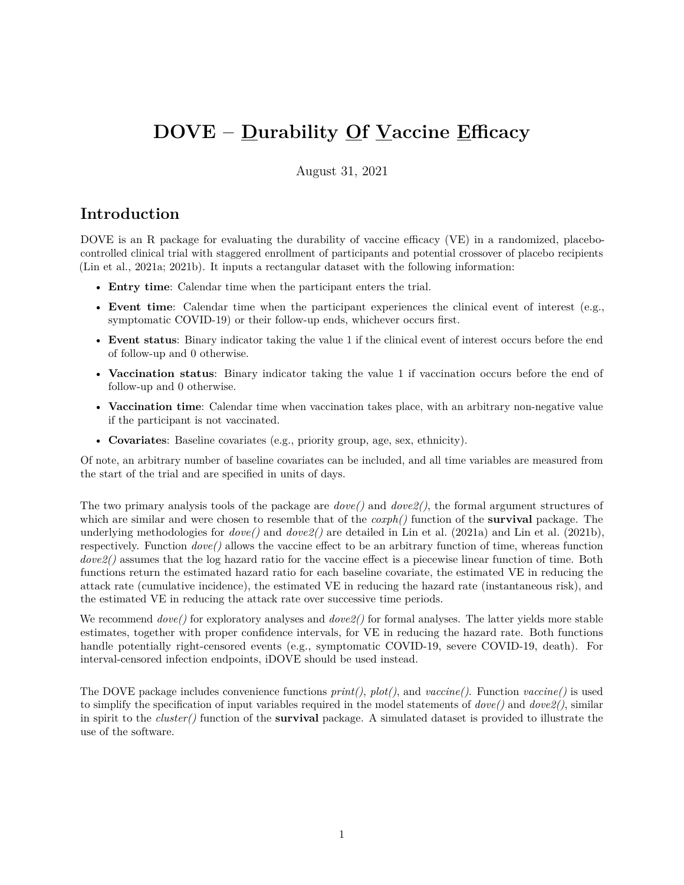# DOVE – Durability Of Vaccine Efficacy

August 31, 2021

## Introduction

DOVE is an R package for evaluating the durability of vaccine efficacy (VE) in a randomized, placebo-controlled clinical trial with staggered enrollment of participants and potential crossover of placebo recipients (Lin et al., 2021a; 2021b). It inputs a rectangular dataset with the following information:

- **Entry time**: Calendar time when the participant enters the trial.
- **Event time**: Calendar time when the participant experiences the clinical event of interest (e.g., symptomatic COVID-19) or their follow-up ends, whichever occurs first.
- **Event status**: Binary indicator taking the value 1 if the clinical event of interest occurs before the end of follow-up and 0 otherwise.
- **Vaccination status**: Binary indicator taking the value 1 if vaccination occurs before the end of follow-up and 0 otherwise.
- **Vaccination time**: Calendar time when vaccination takes place, with an arbitrary non-negative value if the participant is not vaccinated.
- **Covariates**: Baseline covariates (e.g., priority group, age, sex, ethnicity).

Of note, an arbitrary number of baseline covariates can be included, and all time variables are measured from the start of the trial and are specified in units of days.

The two primary analysis tools of the package are *dove()* and *dove2()*, the formal argument structures of which are similar and were chosen to resemble that of the *coxph()* function of the **survival** package. The underlying methodologies for *dove()* and *dove2()* are detailed in Lin et al. (2021a) and Lin et al. (2021b), respectively. Function *dove()* allows the vaccine effect to be an arbitrary function of time, whereas function *dove2()* assumes that the log hazard ratio for the vaccine effect is a piecewise linear function of time. Both functions return the estimated hazard ratio for each baseline covariate, the estimated VE in reducing the attack rate (cumulative incidence), the estimated VE in reducing the hazard rate (instantaneous risk), and the estimated VE in reducing the attack rate over successive time periods.

We recommend *dove()* for exploratory analyses and *dove2()* for formal analyses. The latter yields more stable estimates, together with proper confidence intervals, for VE in reducing the hazard rate. Both functions handle potentially right-censored events (e.g., symptomatic COVID-19, severe COVID-19, death). For interval-censored infection endpoints, iDOVE should be used instead.

The DOVE package includes convenience functions *print()*, *plot()*, and *vaccine()*. Function *vaccine()* is used to simplify the specification of input variables required in the model statements of *dove()* and *dove2()*, similar in spirit to the *cluster()* function of the **survival** package. A simulated dataset is provided to illustrate the use of the software.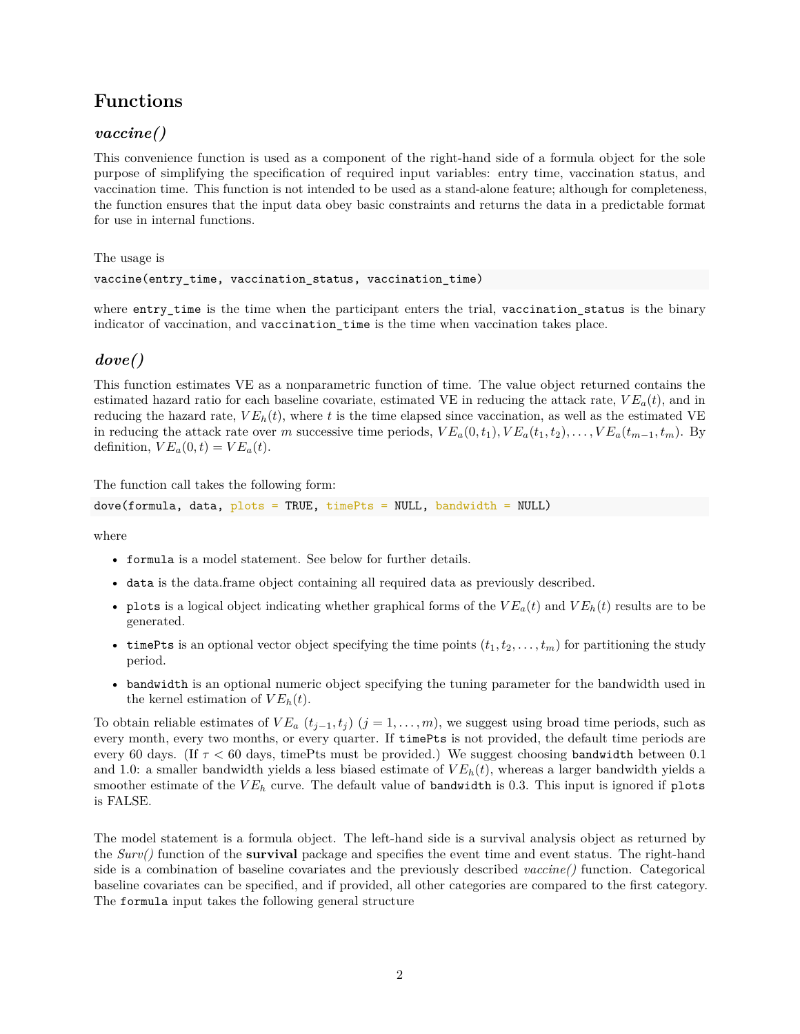## Functions

### *vaccine()*

This convenience function is used as a component of the right-hand side of a formula object for the sole purpose of simplifying the specification of required input variables: entry time, vaccination status, and vaccination time. This function is not intended to be used as a stand-alone feature; although for completeness, the function ensures that the input data obey basic constraints and returns the data in a predictable format for use in internal functions.

The usage is

```
vaccine(entry_time, vaccination_status, vaccination_time)
```

where `entry_time` is the time when the participant enters the trial, `vaccination_status` is the binary indicator of vaccination, and `vaccination_time` is the time when vaccination takes place.

### *dove()*

This function estimates VE as a nonparametric function of time. The value object returned contains the estimated hazard ratio for each baseline covariate, estimated VE in reducing the attack rate, $VE_a(t)$, and in reducing the hazard rate, $VE_h(t)$, where $t$ is the time elapsed since vaccination, as well as the estimated VE in reducing the attack rate over $m$ successive time periods, $VE_a(0, t_1), VE_a(t_1, t_2), \ldots, VE_a(t_{m-1}, t_m)$. By definition, $VE_a(0, t) = VE_a(t)$.

The function call takes the following form:

```
dove(formula, data, plots = TRUE, timePts = NULL, bandwidth = NULL)
```

where

- `formula` is a model statement. See below for further details.
- `data` is the data.frame object containing all required data as previously described.
- `plots` is a logical object indicating whether graphical forms of the $VE_a(t)$ and $VE_h(t)$ results are to be generated.
- `timePts` is an optional vector object specifying the time points $(t_1, t_2, \ldots, t_m)$ for partitioning the study period.
- `bandwidth` is an optional numeric object specifying the tuning parameter for the bandwidth used in the kernel estimation of $VE_h(t)$.

To obtain reliable estimates of $VE_a\ (t_{j-1}, t_j)\ (j = 1, \ldots, m)$, we suggest using broad time periods, such as every month, every two months, or every quarter. If `timePts` is not provided, the default time periods are every 60 days. (If $\tau < 60$ days, timePts must be provided.) We suggest choosing `bandwidth` between 0.1 and 1.0: a smaller bandwidth yields a less biased estimate of $VE_h(t)$, whereas a larger bandwidth yields a smoother estimate of the $VE_h$ curve. The default value of `bandwidth` is 0.3. This input is ignored if `plots` is FALSE.

The model statement is a formula object. The left-hand side is a survival analysis object as returned by the *Surv()* function of the **survival** package and specifies the event time and event status. The right-hand side is a combination of baseline covariates and the previously described *vaccine()* function. Categorical baseline covariates can be specified, and if provided, all other categories are compared to the first category. The `formula` input takes the following general structure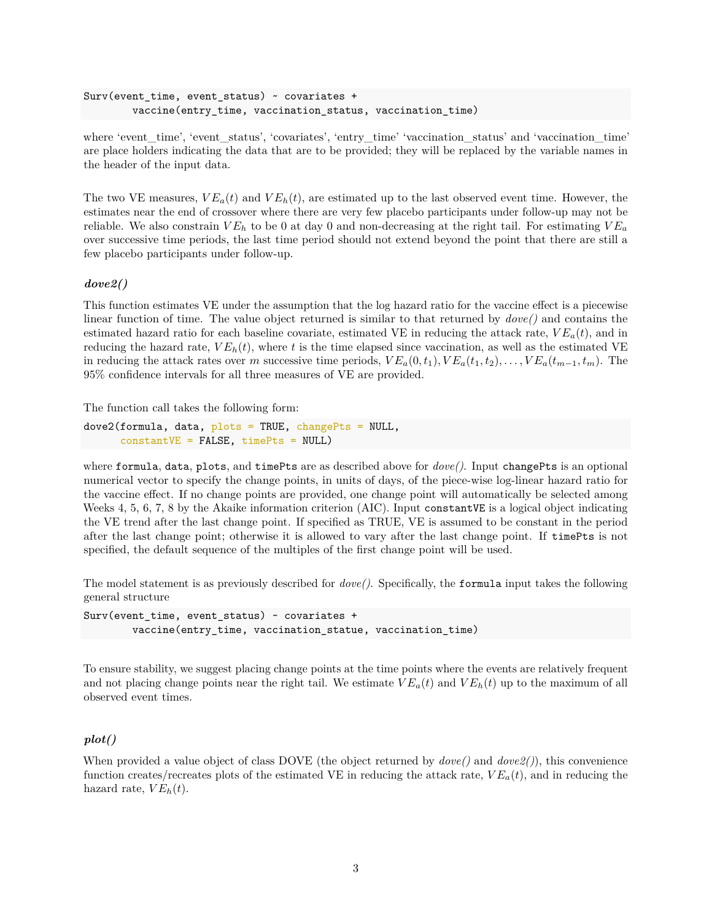```
Surv(event_time, event_status) ~ covariates +
        vaccine(entry_time, vaccination_status, vaccination_time)
```

where 'event_time', 'event_status', 'covariates', 'entry_time' 'vaccination_status' and 'vaccination_time' are place holders indicating the data that are to be provided; they will be replaced by the variable names in the header of the input data.

The two VE measures, $VE_a(t)$ and $VE_h(t)$, are estimated up to the last observed event time. However, the estimates near the end of crossover where there are very few placebo participants under follow-up may not be reliable. We also constrain $VE_h$ to be 0 at day 0 and non-decreasing at the right tail. For estimating $VE_a$ over successive time periods, the last time period should not extend beyond the point that there are still a few placebo participants under follow-up.

### *dove2()*

This function estimates VE under the assumption that the log hazard ratio for the vaccine effect is a piecewise linear function of time. The value object returned is similar to that returned by *dove()* and contains the estimated hazard ratio for each baseline covariate, estimated VE in reducing the attack rate, $VE_a(t)$, and in reducing the hazard rate, $VE_h(t)$, where $t$ is the time elapsed since vaccination, as well as the estimated VE in reducing the attack rates over $m$ successive time periods, $VE_a(0, t_1), VE_a(t_1, t_2), \ldots, VE_a(t_{m-1}, t_m)$. The 95% confidence intervals for all three measures of VE are provided.

The function call takes the following form:

```
dove2(formula, data, plots = TRUE, changePts = NULL,
      constantVE = FALSE, timePts = NULL)
```

where `formula`, `data`, `plots`, and `timePts` are as described above for *dove()*. Input `changePts` is an optional numerical vector to specify the change points, in units of days, of the piece-wise log-linear hazard ratio for the vaccine effect. If no change points are provided, one change point will automatically be selected among Weeks 4, 5, 6, 7, 8 by the Akaike information criterion (AIC). Input `constantVE` is a logical object indicating the VE trend after the last change point. If specified as TRUE, VE is assumed to be constant in the period after the last change point; otherwise it is allowed to vary after the last change point. If `timePts` is not specified, the default sequence of the multiples of the first change point will be used.

The model statement is as previously described for *dove()*. Specifically, the `formula` input takes the following general structure

```
Surv(event_time, event_status) ~ covariates +
        vaccine(entry_time, vaccination_statue, vaccination_time)
```

To ensure stability, we suggest placing change points at the time points where the events are relatively frequent and not placing change points near the right tail. We estimate $VE_a(t)$ and $VE_h(t)$ up to the maximum of all observed event times.

### *plot()*

When provided a value object of class DOVE (the object returned by *dove()* and *dove2()*), this convenience function creates/recreates plots of the estimated VE in reducing the attack rate, $VE_a(t)$, and in reducing the hazard rate, $VE_h(t)$.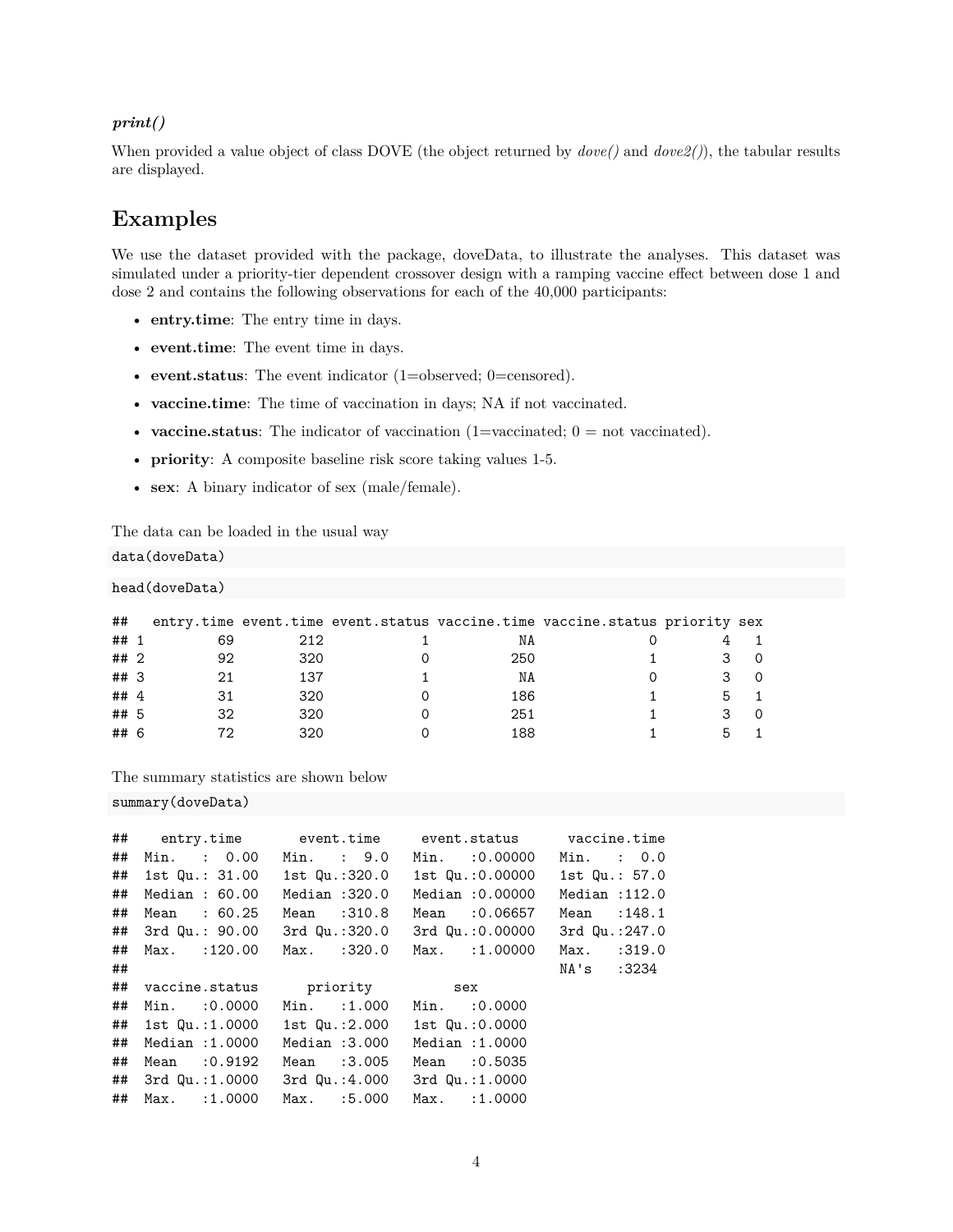***print()***

When provided a value object of class DOVE (the object returned by *dove()* and *dove2()*), the tabular results are displayed.

## Examples

We use the dataset provided with the package, doveData, to illustrate the analyses. This dataset was simulated under a priority-tier dependent crossover design with a ramping vaccine effect between dose 1 and dose 2 and contains the following observations for each of the 40,000 participants:

- **entry.time**: The entry time in days.
- **event.time**: The event time in days.
- **event.status**: The event indicator (1=observed; 0=censored).
- **vaccine.time**: The time of vaccination in days; NA if not vaccinated.
- **vaccine.status**: The indicator of vaccination (1=vaccinated; 0 = not vaccinated).
- **priority**: A composite baseline risk score taking values 1-5.
- **sex**: A binary indicator of sex (male/female).

The data can be loaded in the usual way

```
data(doveData)
```

```
head(doveData)
```

```
##   entry.time event.time event.status vaccine.time vaccine.status priority sex
## 1         69        212            1           NA              0        4   1
## 2         92        320            0          250              1        3   0
## 3         21        137            1           NA              0        3   0
## 4         31        320            0          186              1        5   1
## 5         32        320            0          251              1        3   0
## 6         72        320            0          188              1        5   1
```

The summary statistics are shown below

```
summary(doveData)
```

```
##    entry.time       event.time     event.status      vaccine.time
##  Min.   :  0.00   Min.   :  9.0   Min.   :0.00000   Min.   :  0.0
##  1st Qu.: 31.00   1st Qu.:320.0   1st Qu.:0.00000   1st Qu.: 57.0
##  Median : 60.00   Median :320.0   Median :0.00000   Median :112.0
##  Mean   : 60.25   Mean   :310.8   Mean   :0.06657   Mean   :148.1
##  3rd Qu.: 90.00   3rd Qu.:320.0   3rd Qu.:0.00000   3rd Qu.:247.0
##  Max.   :120.00   Max.   :320.0   Max.   :1.00000   Max.   :319.0
##                                                     NA's   :3234
##  vaccine.status      priority          sex
##  Min.   :0.0000   Min.   :1.000   Min.   :0.0000
##  1st Qu.:1.0000   1st Qu.:2.000   1st Qu.:0.0000
##  Median :1.0000   Median :3.000   Median :1.0000
##  Mean   :0.9192   Mean   :3.005   Mean   :0.5035
##  3rd Qu.:1.0000   3rd Qu.:4.000   3rd Qu.:1.0000
##  Max.   :1.0000   Max.   :5.000   Max.   :1.0000
```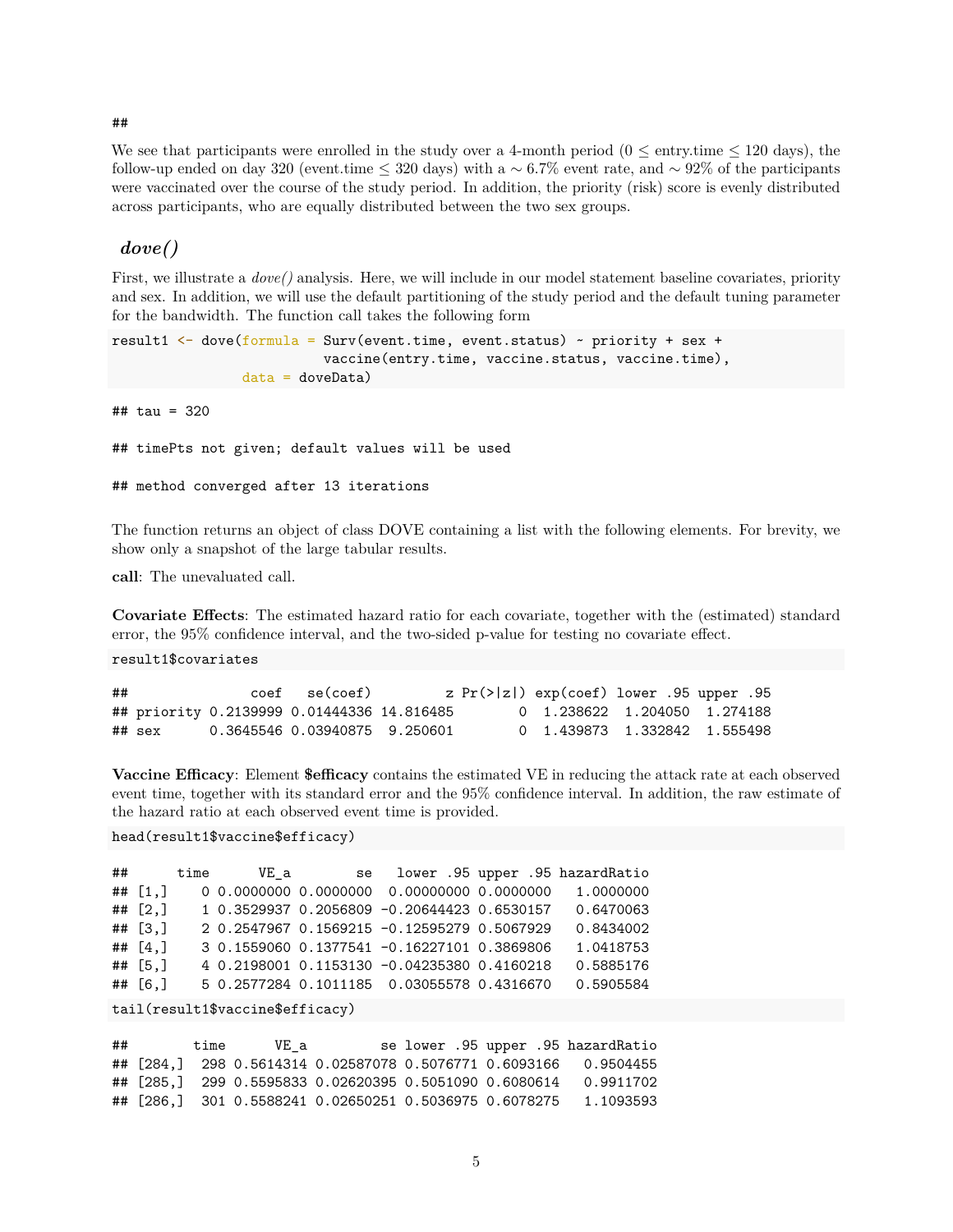```
##
```

We see that participants were enrolled in the study over a 4-month period ($0 \leq$ entry.time $\leq 120$ days), the follow-up ended on day 320 (event.time $\leq 320$ days) with a $\sim 6.7\%$ event rate, and $\sim 92\%$ of the participants were vaccinated over the course of the study period. In addition, the priority (risk) score is evenly distributed across participants, who are equally distributed between the two sex groups.

## *dove()*

First, we illustrate a *dove()* analysis. Here, we will include in our model statement baseline covariates, priority and sex. In addition, we will use the default partitioning of the study period and the default tuning parameter for the bandwidth. The function call takes the following form

```
result1 <- dove(formula = Surv(event.time, event.status) ~ priority + sex +
                          vaccine(entry.time, vaccine.status, vaccine.time),
                data = doveData)
```

```
## tau = 320

## timePts not given; default values will be used

## method converged after 13 iterations
```

The function returns an object of class DOVE containing a list with the following elements. For brevity, we show only a snapshot of the large tabular results.

**call**: The unevaluated call.

**Covariate Effects**: The estimated hazard ratio for each covariate, together with the (estimated) standard error, the 95% confidence interval, and the two-sided p-value for testing no covariate effect.

```
result1$covariates
```

```
##               coef   se(coef)         z Pr(>|z|) exp(coef) lower .95 upper .95
## priority 0.2139999 0.01444336 14.816485        0  1.238622  1.204050  1.274188
## sex      0.3645546 0.03940875  9.250601        0  1.439873  1.332842  1.555498
```

**Vaccine Efficacy**: Element **$efficacy** contains the estimated VE in reducing the attack rate at each observed event time, together with its standard error and the 95% confidence interval. In addition, the raw estimate of the hazard ratio at each observed event time is provided.

```
head(result1$vaccine$efficacy)
```

```
##      time      VE_a        se   lower .95 upper .95 hazardRatio
## [1,]    0 0.0000000 0.0000000  0.00000000 0.0000000   1.0000000
## [2,]    1 0.3529937 0.2056809 -0.20644423 0.6530157   0.6470063
## [3,]    2 0.2547967 0.1569215 -0.12595279 0.5067929   0.8434002
## [4,]    3 0.1559060 0.1377541 -0.16227101 0.3869806   1.0418753
## [5,]    4 0.2198001 0.1153130 -0.04235380 0.4160218   0.5885176
## [6,]    5 0.2577284 0.1011185  0.03055578 0.4316670   0.5905584
```

```
tail(result1$vaccine$efficacy)
```

```
##        time      VE_a         se lower .95 upper .95 hazardRatio
## [284,]  298 0.5614314 0.02587078 0.5076771 0.6093166   0.9504455
## [285,]  299 0.5595833 0.02620395 0.5051090 0.6080614   0.9911702
## [286,]  301 0.5588241 0.02650251 0.5036975 0.6078275   1.1093593
```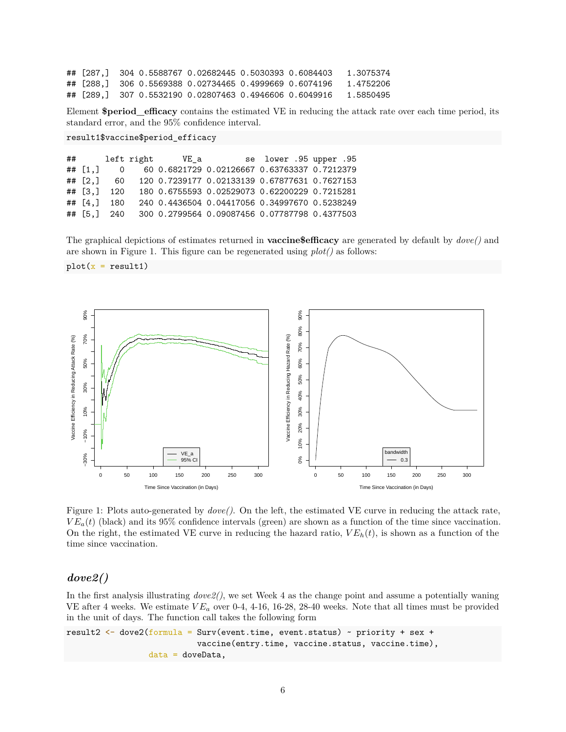```
## [287,]  304 0.5588767 0.02682445 0.5030393 0.6084403   1.3075374
## [288,]  306 0.5569388 0.02734465 0.4999669 0.6074196   1.4752206
## [289,]  307 0.5532190 0.02807463 0.4946606 0.6049916   1.5850495
```

Element **$period_efficacy** contains the estimated VE in reducing the attack rate over each time period, its standard error, and the 95% confidence interval.

```
result1$vaccine$period_efficacy
```

```
##      left right      VE_a         se  lower .95 upper .95
## [1,]    0    60 0.6821729 0.02126667 0.63763337 0.7212379
## [2,]   60   120 0.7239177 0.02133139 0.67877631 0.7627153
## [3,]  120   180 0.6755593 0.02529073 0.62200229 0.7215281
## [4,]  180   240 0.4436504 0.04417056 0.34997670 0.5238249
## [5,]  240   300 0.2799564 0.09087456 0.07787798 0.4377503
```

The graphical depictions of estimates returned in **vaccine$efficacy** are generated by default by *dove()* and are shown in Figure 1. This figure can be regenerated using *plot()* as follows:

```
plot(x = result1)
```

Figure 1: Plots auto-generated by *dove()*. On the left, the estimated VE curve in reducing the attack rate, $VE_a(t)$ (black) and its 95% confidence intervals (green) are shown as a function of the time since vaccination. On the right, the estimated VE curve in reducing the hazard ratio, $VE_h(t)$, is shown as a function of the time since vaccination.

### *dove2()*

In the first analysis illustrating *dove2()*, we set Week 4 as the change point and assume a potentially waning VE after 4 weeks. We estimate $VE_a$ over 0-4, 4-16, 16-28, 28-40 weeks. Note that all times must be provided in the unit of days. The function call takes the following form

```
result2 <- dove2(formula = Surv(event.time, event.status) ~ priority + sex +
                           vaccine(entry.time, vaccine.status, vaccine.time),
                 data = doveData,
```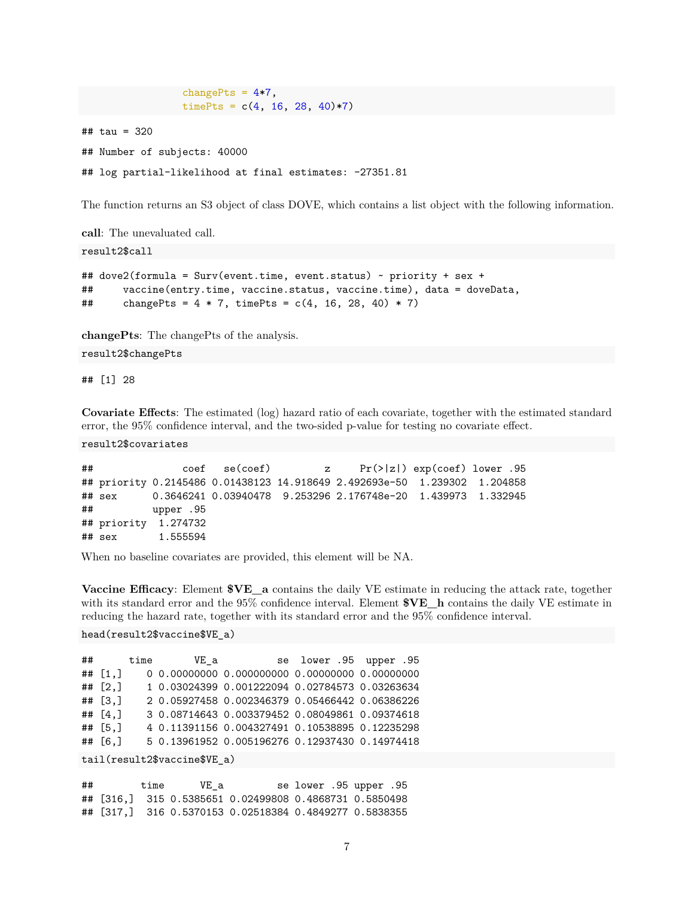```
                  changePts = 4*7,
                  timePts = c(4, 16, 28, 40)*7)
```

```
## tau = 320
```

```
## Number of subjects: 40000
```

```
## log partial-likelihood at final estimates: -27351.81
```

The function returns an S3 object of class DOVE, which contains a list object with the following information.

**call**: The unevaluated call.

```
result2$call
```

```
## dove2(formula = Surv(event.time, event.status) ~ priority + sex +
##     vaccine(entry.time, vaccine.status, vaccine.time), data = doveData,
##     changePts = 4 * 7, timePts = c(4, 16, 28, 40) * 7)
```

**changePts**: The changePts of the analysis.

```
result2$changePts
```

```
## [1] 28
```

**Covariate Effects**: The estimated (log) hazard ratio of each covariate, together with the estimated standard error, the 95% confidence interval, and the two-sided p-value for testing no covariate effect.

```
result2$covariates
```

```
##              coef   se(coef)         z     Pr(>|z|) exp(coef) lower .95
## priority 0.2145486 0.01438123 14.918649 2.492693e-50  1.239302  1.204858
## sex      0.3646241 0.03940478  9.253296 2.176748e-20  1.439973  1.332945
##          upper .95
## priority  1.274732
## sex       1.555594
```

When no baseline covariates are provided, this element will be NA.

**Vaccine Efficacy**: Element **$VE_a** contains the daily VE estimate in reducing the attack rate, together with its standard error and the 95% confidence interval. Element **$VE_h** contains the daily VE estimate in reducing the hazard rate, together with its standard error and the 95% confidence interval.

```
head(result2$vaccine$VE_a)
```

```
##      time       VE_a          se  lower .95  upper .95
## [1,]    0 0.00000000 0.000000000 0.00000000 0.00000000
## [2,]    1 0.03024399 0.001222094 0.02784573 0.03263634
## [3,]    2 0.05927458 0.002346379 0.05466442 0.06386226
## [4,]    3 0.08714643 0.003379452 0.08049861 0.09374618
## [5,]    4 0.11391156 0.004327491 0.10538895 0.12235298
## [6,]    5 0.13961952 0.005196276 0.12937430 0.14974418
```

```
tail(result2$vaccine$VE_a)
```

```
##        time      VE_a         se lower .95 upper .95
## [316,]  315 0.5385651 0.02499808 0.4868731 0.5850498
## [317,]  316 0.5370153 0.02518384 0.4849277 0.5838355
```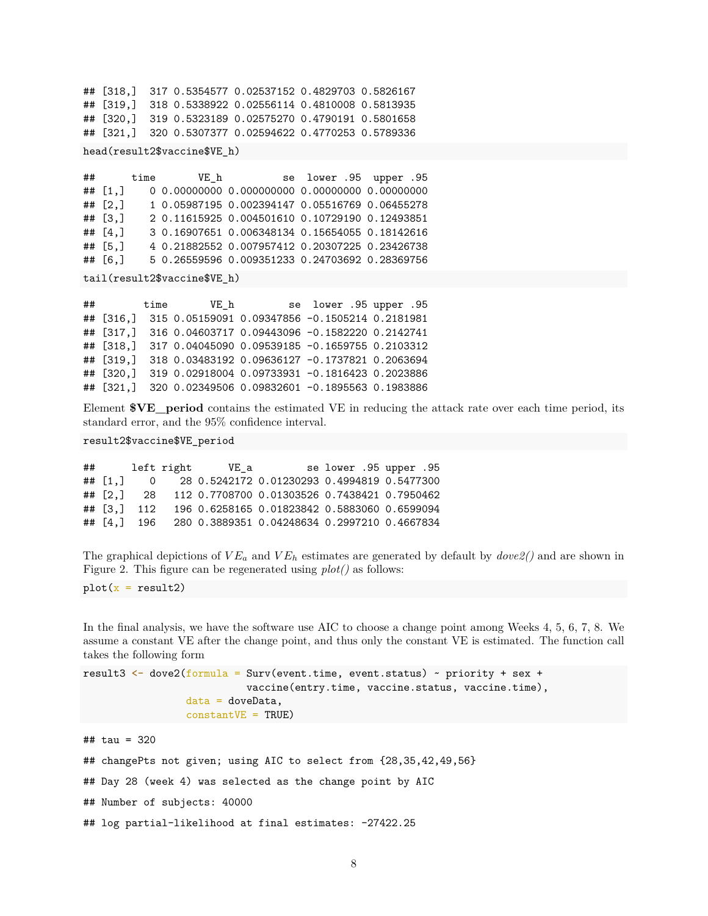```
## [318,]  317 0.5354577 0.02537152 0.4829703 0.5826167
## [319,]  318 0.5338922 0.02556114 0.4810008 0.5813935
## [320,]  319 0.5323189 0.02575270 0.4790191 0.5801658
## [321,]  320 0.5307377 0.02594622 0.4770253 0.5789336
```

```
head(result2$vaccine$VE_h)
```

```
##      time       VE_h          se  lower .95  upper .95
## [1,]    0 0.00000000 0.000000000 0.00000000 0.00000000
## [2,]    1 0.05987195 0.002394147 0.05516769 0.06455278
## [3,]    2 0.11615925 0.004501610 0.10729190 0.12493851
## [4,]    3 0.16907651 0.006348134 0.15654055 0.18142616
## [5,]    4 0.21882552 0.007957412 0.20307225 0.23426738
## [6,]    5 0.26559596 0.009351233 0.24703692 0.28369756
```

```
tail(result2$vaccine$VE_h)
```

```
##        time       VE_h         se  lower .95 upper .95
## [316,]  315 0.05159091 0.09347856 -0.1505214 0.2181981
## [317,]  316 0.04603717 0.09443096 -0.1582220 0.2142741
## [318,]  317 0.04045090 0.09539185 -0.1659755 0.2103312
## [319,]  318 0.03483192 0.09636127 -0.1737821 0.2063694
## [320,]  319 0.02918004 0.09733931 -0.1816423 0.2023886
## [321,]  320 0.02349506 0.09832601 -0.1895563 0.1983886
```

Element **$VE_period** contains the estimated VE in reducing the attack rate over each time period, its standard error, and the 95% confidence interval.

```
result2$vaccine$VE_period
```

```
##      left right      VE_a         se lower .95 upper .95
## [1,]    0    28 0.5242172 0.01230293 0.4994819 0.5477300
## [2,]   28   112 0.7708700 0.01303526 0.7438421 0.7950462
## [3,]  112   196 0.6258165 0.01823842 0.5883060 0.6599094
## [4,]  196   280 0.3889351 0.04248634 0.2997210 0.4667834
```

The graphical depictions of $VE_a$ and $VE_h$ estimates are generated by default by *dove2()* and are shown in Figure 2. This figure can be regenerated using *plot()* as follows:

```
plot(x = result2)
```

In the final analysis, we have the software use AIC to choose a change point among Weeks 4, 5, 6, 7, 8. We assume a constant VE after the change point, and thus only the constant VE is estimated. The function call takes the following form

```
result3 <- dove2(formula = Surv(event.time, event.status) ~ priority + sex +
                           vaccine(entry.time, vaccine.status, vaccine.time),
                 data = doveData,
                 constantVE = TRUE)
```

```
## tau = 320
```

```
## changePts not given; using AIC to select from {28,35,42,49,56}
```

```
## Day 28 (week 4) was selected as the change point by AIC
```

```
## Number of subjects: 40000
```

```
## log partial-likelihood at final estimates: -27422.25
```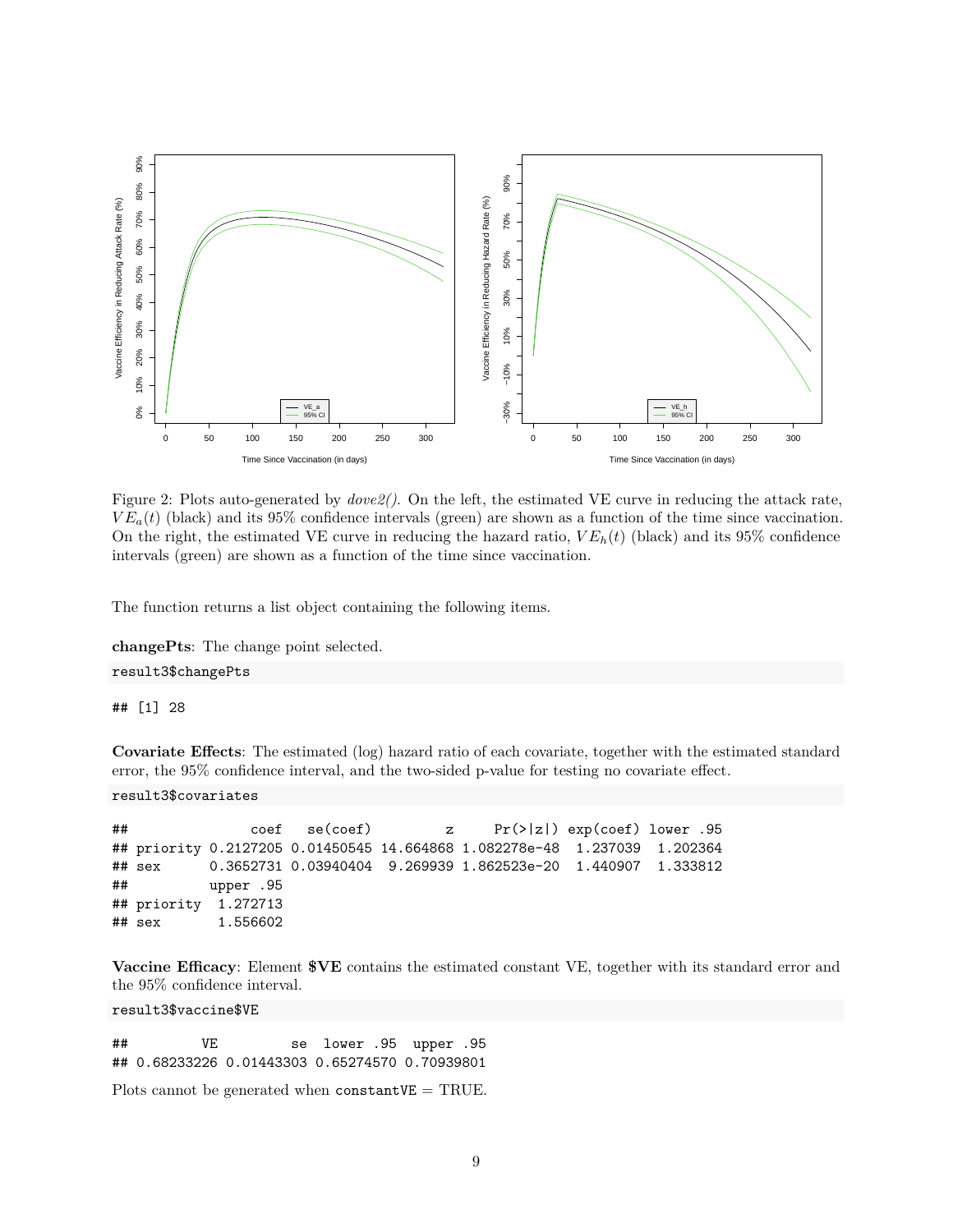Figure 2: Plots auto-generated by *dove2()*. On the left, the estimated VE curve in reducing the attack rate, $VE_a(t)$ (black) and its 95% confidence intervals (green) are shown as a function of the time since vaccination. On the right, the estimated VE curve in reducing the hazard ratio, $VE_h(t)$ (black) and its 95% confidence intervals (green) are shown as a function of the time since vaccination.

The function returns a list object containing the following items.

**changePts**: The change point selected.

```
result3$changePts
```

```
## [1] 28
```

**Covariate Effects**: The estimated (log) hazard ratio of each covariate, together with the estimated standard error, the 95% confidence interval, and the two-sided p-value for testing no covariate effect.

```
result3$covariates
```

```
##               coef   se(coef)         z     Pr(>|z|) exp(coef) lower .95
## priority 0.2127205 0.01450545 14.664868 1.082278e-48  1.237039  1.202364
## sex      0.3652731 0.03940404  9.269939 1.862523e-20  1.440907  1.333812
##          upper .95
## priority  1.272713
## sex       1.556602
```

**Vaccine Efficacy**: Element **$VE** contains the estimated constant VE, together with its standard error and the 95% confidence interval.

```
result3$vaccine$VE
```

```
##         VE         se  lower .95  upper .95
## 0.68233226 0.01443303 0.65274570 0.70939801
```

Plots cannot be generated when `constantVE` = TRUE.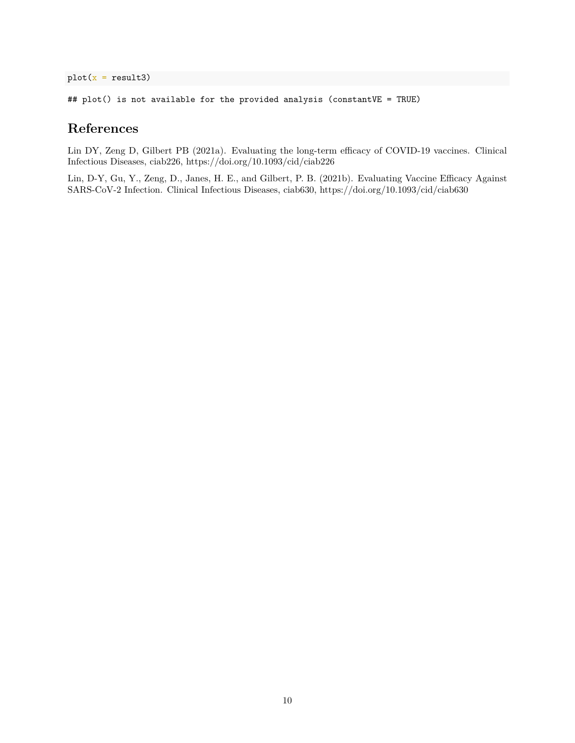```r
plot(x = result3)
```

```
## plot() is not available for the provided analysis (constantVE = TRUE)
```

## References

Lin DY, Zeng D, Gilbert PB (2021a). Evaluating the long-term efficacy of COVID-19 vaccines. Clinical Infectious Diseases, ciab226, https://doi.org/10.1093/cid/ciab226

Lin, D-Y, Gu, Y., Zeng, D., Janes, H. E., and Gilbert, P. B. (2021b). Evaluating Vaccine Efficacy Against SARS-CoV-2 Infection. Clinical Infectious Diseases, ciab630, https://doi.org/10.1093/cid/ciab630